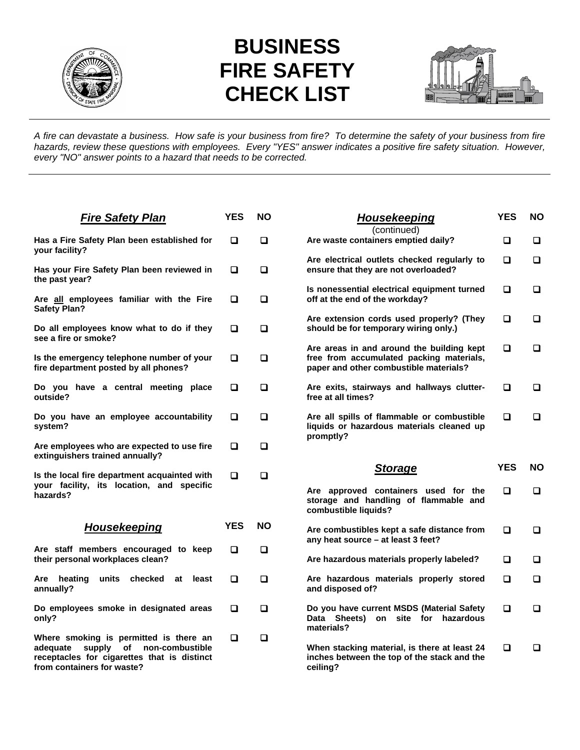# BUSINESS FIRE SAFETY CHECK LIST

*A fire can devastate a business. How safe is your business from fire? To determine the safety of your business from fire hazards, review these questions with employees. Every "YES" answer indicates a positive fire safety situation. However, every "NO" answer points to a hazard that needs to be corrected.*

| ***Fire Safety Plan*** | YES | NO |
|---|---|---|
| **Has a Fire Safety Plan been established for your facility?** | ❑ | ❑ |
| **Has your Fire Safety Plan been reviewed in the past year?** | ❑ | ❑ |
| **Are all employees familiar with the Fire Safety Plan?** | ❑ | ❑ |
| **Do all employees know what to do if they see a fire or smoke?** | ❑ | ❑ |
| **Is the emergency telephone number of your fire department posted by all phones?** | ❑ | ❑ |
| **Do you have a central meeting place outside?** | ❑ | ❑ |
| **Do you have an employee accountability system?** | ❑ | ❑ |
| **Are employees who are expected to use fire extinguishers trained annually?** | ❑ | ❑ |
| **Is the local fire department acquainted with your facility, its location, and specific hazards?** | ❑ | ❑ |

| ***Housekeeping*** | YES | NO |
|---|---|---|
| **Are staff members encouraged to keep their personal workplaces clean?** | ❑ | ❑ |
| **Are heating units checked at least annually?** | ❑ | ❑ |
| **Do employees smoke in designated areas only?** | ❑ | ❑ |
| **Where smoking is permitted is there an adequate supply of non-combustible receptacles for cigarettes that is distinct from containers for waste?** | ❑ | ❑ |

| ***Housekeeping*** (continued) | YES | NO |
|---|---|---|
| **Are waste containers emptied daily?** | ❑ | ❑ |
| **Are electrical outlets checked regularly to ensure that they are not overloaded?** | ❑ | ❑ |
| **Is nonessential electrical equipment turned off at the end of the workday?** | ❑ | ❑ |
| **Are extension cords used properly? (They should be for temporary wiring only.)** | ❑ | ❑ |
| **Are areas in and around the building kept free from accumulated packing materials, paper and other combustible materials?** | ❑ | ❑ |
| **Are exits, stairways and hallways clutter-free at all times?** | ❑ | ❑ |
| **Are all spills of flammable or combustible liquids or hazardous materials cleaned up promptly?** | ❑ | ❑ |

| ***Storage*** | YES | NO |
|---|---|---|
| **Are approved containers used for the storage and handling of flammable and combustible liquids?** | ❑ | ❑ |
| **Are combustibles kept a safe distance from any heat source – at least 3 feet?** | ❑ | ❑ |
| **Are hazardous materials properly labeled?** | ❑ | ❑ |
| **Are hazardous materials properly stored and disposed of?** | ❑ | ❑ |
| **Do you have current MSDS (Material Safety Data Sheets) on site for hazardous materials?** | ❑ | ❑ |
| **When stacking material, is there at least 24 inches between the top of the stack and the ceiling?** | ❑ | ❑ |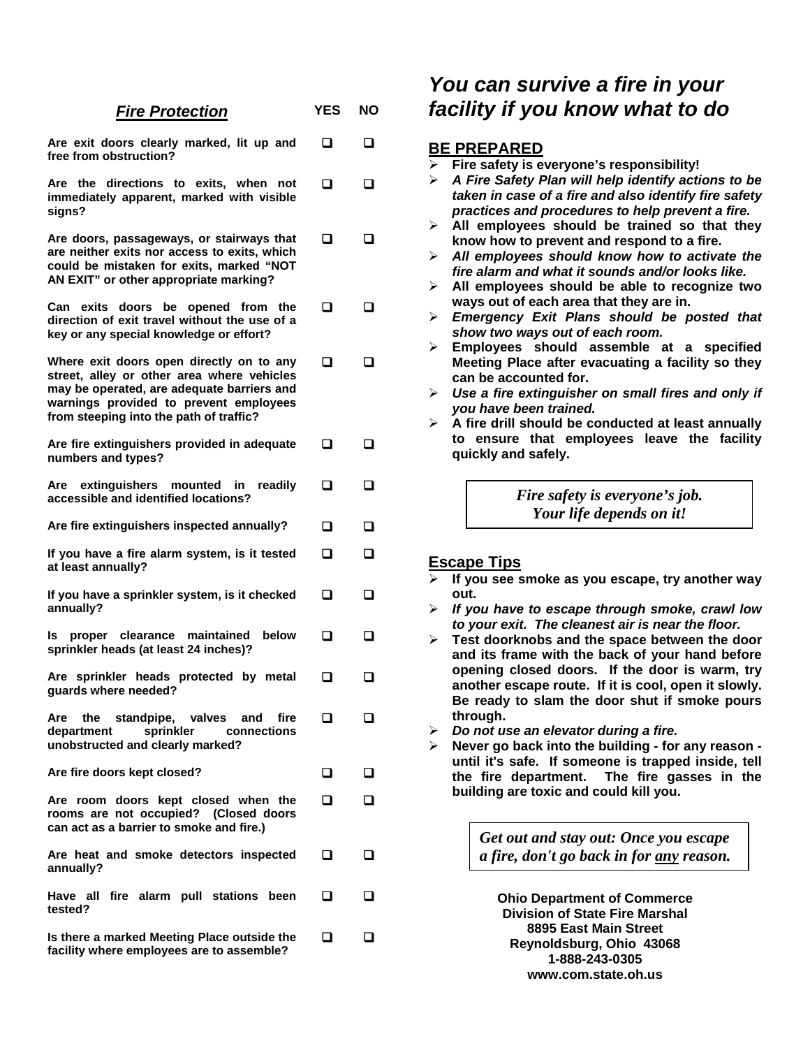## *Fire Protection*

| *Fire Protection* | YES | NO |
|---|---|---|
| Are exit doors clearly marked, lit up and free from obstruction? | ❑ | ❑ |
| Are the directions to exits, when not immediately apparent, marked with visible signs? | ❑ | ❑ |
| Are doors, passageways, or stairways that are neither exits nor access to exits, which could be mistaken for exits, marked "NOT AN EXIT" or other appropriate marking? | ❑ | ❑ |
| Can exits doors be opened from the direction of exit travel without the use of a key or any special knowledge or effort? | ❑ | ❑ |
| Where exit doors open directly on to any street, alley or other area where vehicles may be operated, are adequate barriers and warnings provided to prevent employees from steeping into the path of traffic? | ❑ | ❑ |
| Are fire extinguishers provided in adequate numbers and types? | ❑ | ❑ |
| Are extinguishers mounted in readily accessible and identified locations? | ❑ | ❑ |
| Are fire extinguishers inspected annually? | ❑ | ❑ |
| If you have a fire alarm system, is it tested at least annually? | ❑ | ❑ |
| If you have a sprinkler system, is it checked annually? | ❑ | ❑ |
| Is proper clearance maintained below sprinkler heads (at least 24 inches)? | ❑ | ❑ |
| Are sprinkler heads protected by metal guards where needed? | ❑ | ❑ |
| Are the standpipe, valves and fire department sprinkler connections unobstructed and clearly marked? | ❑ | ❑ |
| Are fire doors kept closed? | ❑ | ❑ |
| Are room doors kept closed when the rooms are not occupied? (Closed doors can act as a barrier to smoke and fire.) | ❑ | ❑ |
| Are heat and smoke detectors inspected annually? | ❑ | ❑ |
| Have all fire alarm pull stations been tested? | ❑ | ❑ |
| Is there a marked Meeting Place outside the facility where employees are to assemble? | ❑ | ❑ |

# *You can survive a fire in your facility if you know what to do*

## BE PREPARED

- **Fire safety is everyone's responsibility!**
- ***A Fire Safety Plan will help identify actions to be taken in case of a fire and also identify fire safety practices and procedures to help prevent a fire.***
- **All employees should be trained so that they know how to prevent and respond to a fire.**
- ***All employees should know how to activate the fire alarm and what it sounds and/or looks like.***
- **All employees should be able to recognize two ways out of each area that they are in.**
- ***Emergency Exit Plans should be posted that show two ways out of each room.***
- **Employees should assemble at a specified Meeting Place after evacuating a facility so they can be accounted for.**
- ***Use a fire extinguisher on small fires and only if you have been trained.***
- **A fire drill should be conducted at least annually to ensure that employees leave the facility quickly and safely.**

> ***Fire safety is everyone's job.***
> ***Your life depends on it!***

## Escape Tips

- **If you see smoke as you escape, try another way out.**
- ***If you have to escape through smoke, crawl low to your exit. The cleanest air is near the floor.***
- **Test doorknobs and the space between the door and its frame with the back of your hand before opening closed doors. If the door is warm, try another escape route. If it is cool, open it slowly. Be ready to slam the door shut if smoke pours through.**
- ***Do not use an elevator during a fire.***
- **Never go back into the building - for any reason - until it's safe. If someone is trapped inside, tell the fire department. The fire gasses in the building are toxic and could kill you.**

> ***Get out and stay out: Once you escape a fire, don't go back in for <u>any</u> reason.***

**Ohio Department of Commerce**
**Division of State Fire Marshal**
**8895 East Main Street**
**Reynoldsburg, Ohio 43068**
**1-888-243-0305**
**www.com.state.oh.us**